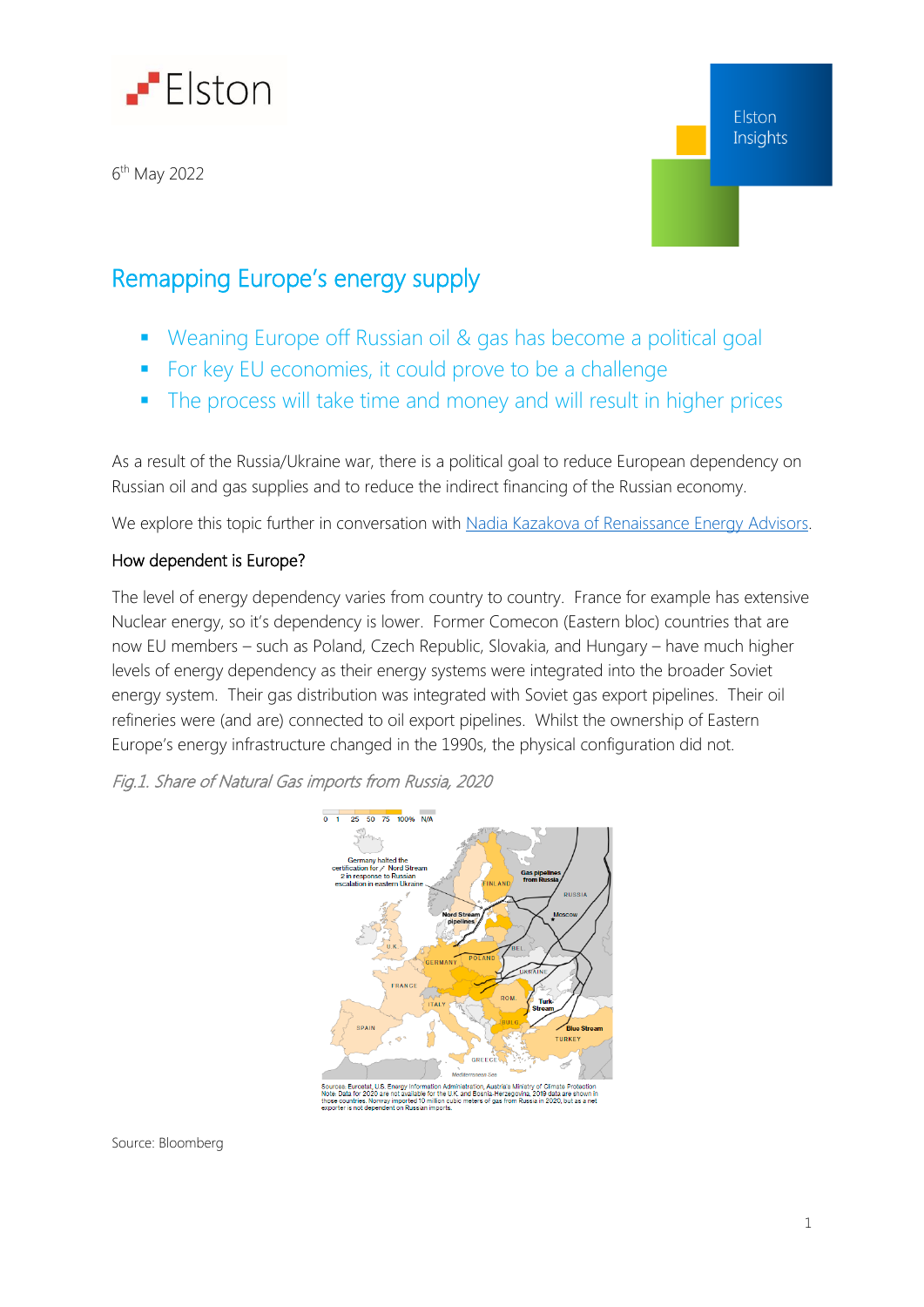Elston

6th May 2022

Elston Insights

# Remapping Europe's energy supply

- Weaning Europe off Russian oil & gas has become a political goal
- For key EU economies, it could prove to be a challenge
- The process will take time and money and will result in higher prices

As a result of the Russia/Ukraine war, there is a political goal to reduce European dependency on Russian oil and gas supplies and to reduce the indirect financing of the Russian economy.

We explore this topic further in conversation with [Nadia Kazakova of Renaissance Energy Advisors](#).

## How dependent is Europe?

The level of energy dependency varies from country to country. France for example has extensive Nuclear energy, so it's dependency is lower. Former Comecon (Eastern bloc) countries that are now EU members – such as Poland, Czech Republic, Slovakia, and Hungary – have much higher levels of energy dependency as their energy systems were integrated into the broader Soviet energy system. Their gas distribution was integrated with Soviet gas export pipelines. Their oil refineries were (and are) connected to oil export pipelines. Whilst the ownership of Eastern Europe's energy infrastructure changed in the 1990s, the physical configuration did not.

*Fig.1. Share of Natural Gas imports from Russia, 2020*

0 1 25 50 75 100% N/A

Germany halted the certification for Nord Stream 2 in response to Russian escalation in eastern Ukraine

Gas pipelines from Russia

Nord Stream pipelines

Turk-Stream

Blue Stream

FINLAND, RUSSIA, Moscow, U.K., GERMANY, POLAND, BEL., UKRAINE, FRANCE, ROM., ITALY, BULG., SPAIN, TURKEY, GREECE, Mediterranean Sea

Sources: Eurostat, U.S. Energy Information Administration, Austria's Ministry of Climate Protection
Note: Data for 2020 are not available for the U.K. and Bosnia-Herzegovina, 2019 data are shown in those countries. Norway imported 10 million cubic meters of gas from Russia in 2020, but as a net exporter is not dependent on Russian imports.

Source: Bloomberg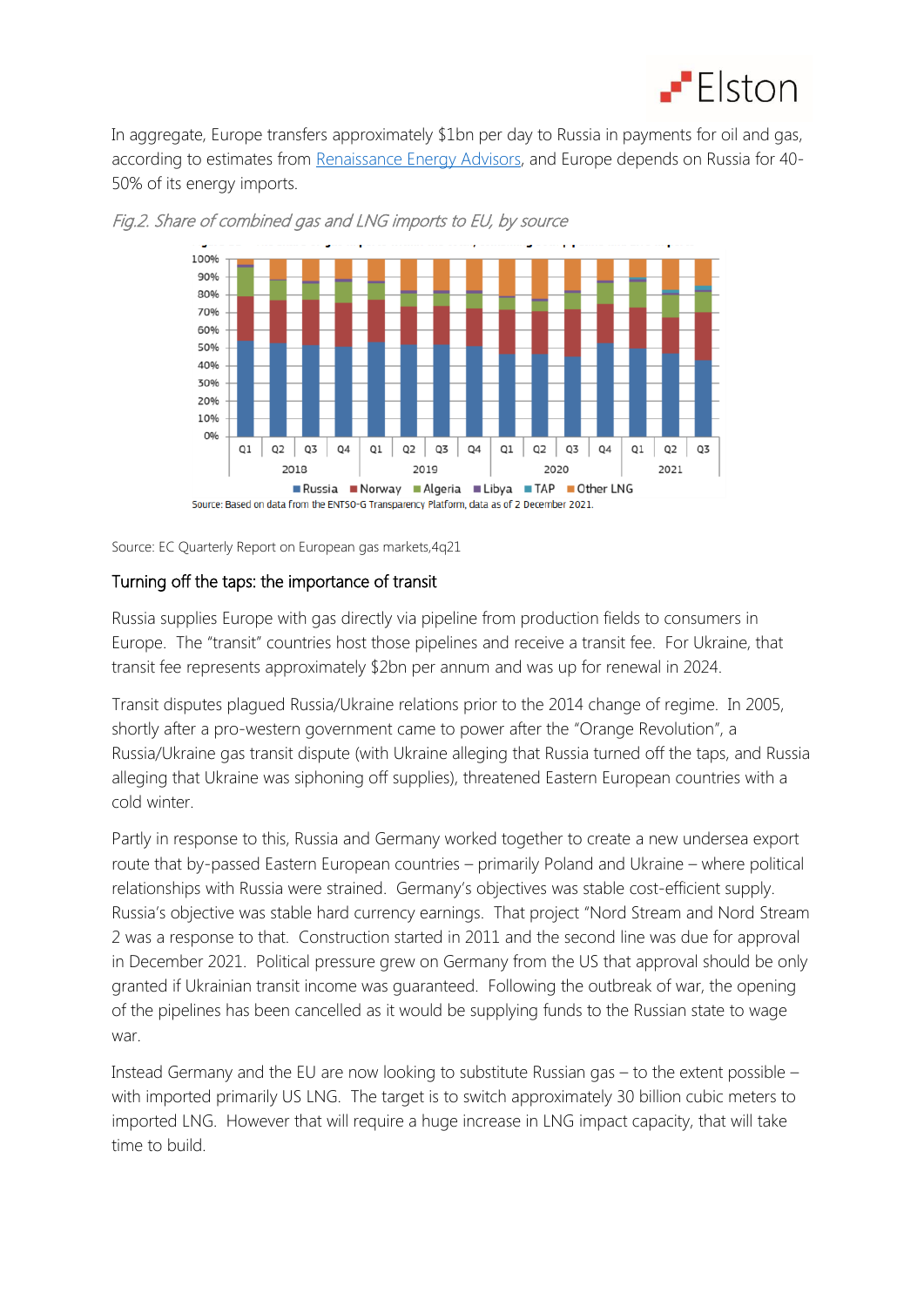In aggregate, Europe transfers approximately $1bn per day to Russia in payments for oil and gas, according to estimates from Renaissance Energy Advisors, and Europe depends on Russia for 40-50% of its energy imports.

*Fig.2. Share of combined gas and LNG imports to EU, by source*

Source: EC Quarterly Report on European gas markets,4q21

## Turning off the taps: the importance of transit

Russia supplies Europe with gas directly via pipeline from production fields to consumers in Europe. The "transit" countries host those pipelines and receive a transit fee. For Ukraine, that transit fee represents approximately $2bn per annum and was up for renewal in 2024.

Transit disputes plagued Russia/Ukraine relations prior to the 2014 change of regime. In 2005, shortly after a pro-western government came to power after the "Orange Revolution", a Russia/Ukraine gas transit dispute (with Ukraine alleging that Russia turned off the taps, and Russia alleging that Ukraine was siphoning off supplies), threatened Eastern European countries with a cold winter.

Partly in response to this, Russia and Germany worked together to create a new undersea export route that by-passed Eastern European countries – primarily Poland and Ukraine – where political relationships with Russia were strained. Germany's objectives was stable cost-efficient supply. Russia's objective was stable hard currency earnings. That project "Nord Stream and Nord Stream 2 was a response to that. Construction started in 2011 and the second line was due for approval in December 2021. Political pressure grew on Germany from the US that approval should be only granted if Ukrainian transit income was guaranteed. Following the outbreak of war, the opening of the pipelines has been cancelled as it would be supplying funds to the Russian state to wage war.

Instead Germany and the EU are now looking to substitute Russian gas – to the extent possible – with imported primarily US LNG. The target is to switch approximately 30 billion cubic meters to imported LNG. However that will require a huge increase in LNG impact capacity, that will take time to build.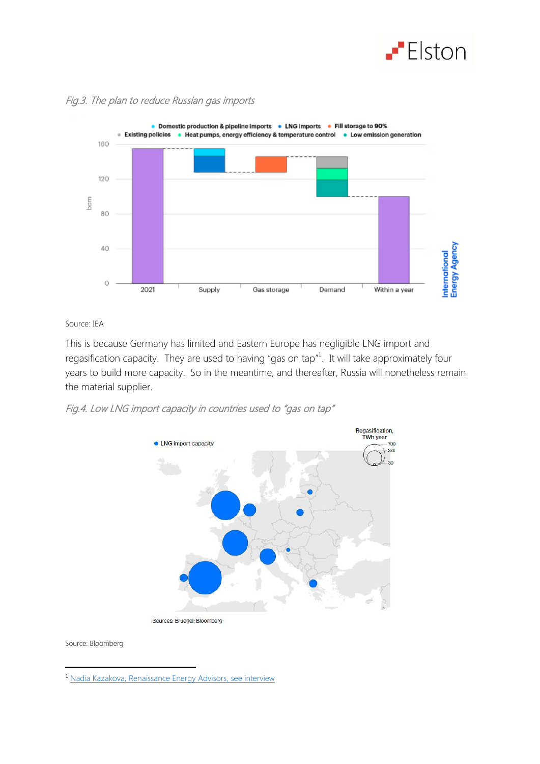*Fig.3. The plan to reduce Russian gas imports*

Source: IEA

This is because Germany has limited and Eastern Europe has negligible LNG import and regasification capacity. They are used to having "gas on tap"[1]. It will take approximately four years to build more capacity. So in the meantime, and thereafter, Russia will nonetheless remain the material supplier.

*Fig.4. Low LNG import capacity in countries used to "gas on tap"*

Source: Bloomberg

[1] Nadia Kazakova, Renaissance Energy Advisors, see interview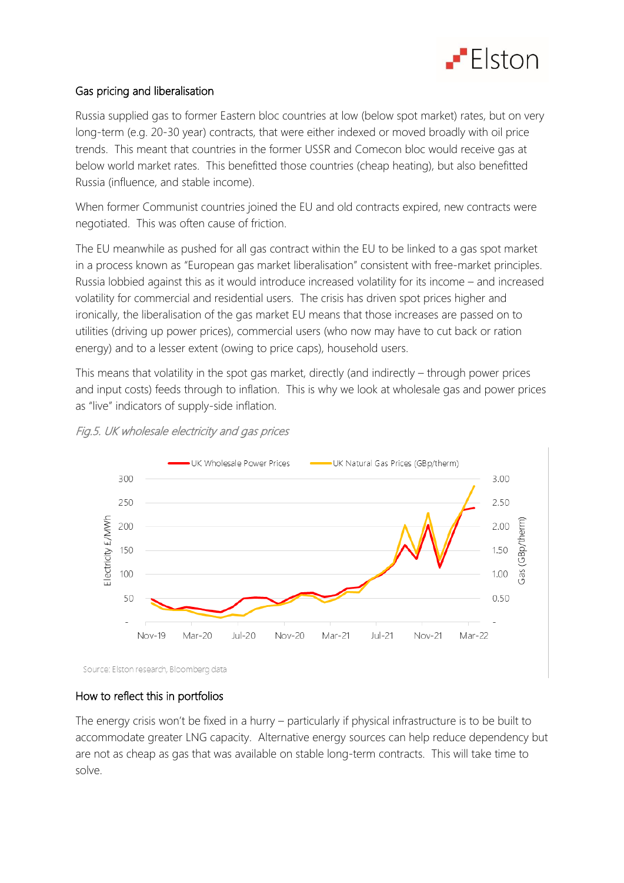## Gas pricing and liberalisation

Russia supplied gas to former Eastern bloc countries at low (below spot market) rates, but on very long-term (e.g. 20-30 year) contracts, that were either indexed or moved broadly with oil price trends. This meant that countries in the former USSR and Comecon bloc would receive gas at below world market rates. This benefitted those countries (cheap heating), but also benefitted Russia (influence, and stable income).

When former Communist countries joined the EU and old contracts expired, new contracts were negotiated. This was often cause of friction.

The EU meanwhile as pushed for all gas contract within the EU to be linked to a gas spot market in a process known as "European gas market liberalisation" consistent with free-market principles. Russia lobbied against this as it would introduce increased volatility for its income – and increased volatility for commercial and residential users. The crisis has driven spot prices higher and ironically, the liberalisation of the gas market EU means that those increases are passed on to utilities (driving up power prices), commercial users (who now may have to cut back or ration energy) and to a lesser extent (owing to price caps), household users.

This means that volatility in the spot gas market, directly (and indirectly – through power prices and input costs) feeds through to inflation. This is why we look at wholesale gas and power prices as "live" indicators of supply-side inflation.

*Fig.5. UK wholesale electricity and gas prices*

Source: Elston research, Bloomberg data

## How to reflect this in portfolios

The energy crisis won't be fixed in a hurry – particularly if physical infrastructure is to be built to accommodate greater LNG capacity. Alternative energy sources can help reduce dependency but are not as cheap as gas that was available on stable long-term contracts. This will take time to solve.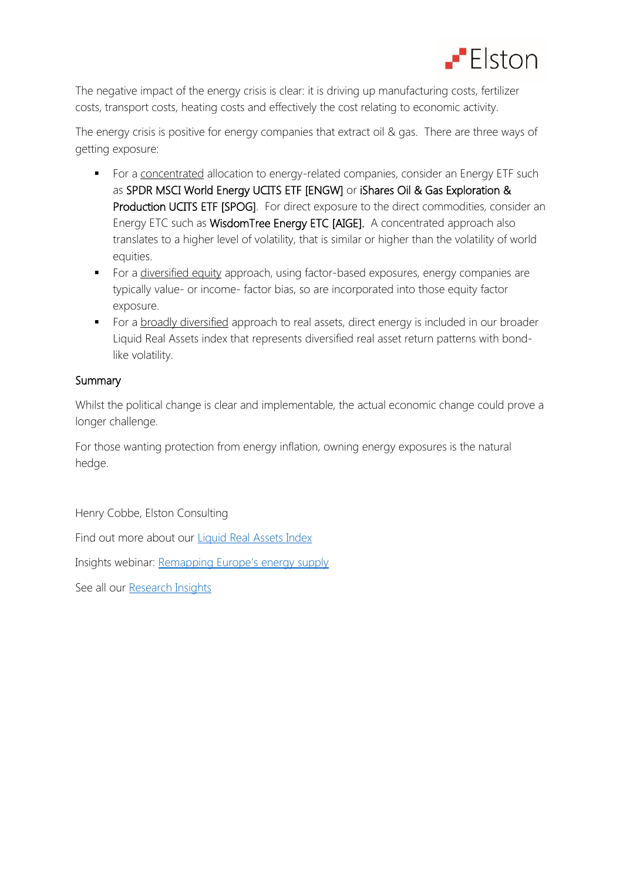The negative impact of the energy crisis is clear: it is driving up manufacturing costs, fertilizer costs, transport costs, heating costs and effectively the cost relating to economic activity.

The energy crisis is positive for energy companies that extract oil & gas. There are three ways of getting exposure:

- For a concentrated allocation to energy-related companies, consider an Energy ETF such as SPDR MSCI World Energy UCITS ETF [ENGW] or iShares Oil & Gas Exploration & Production UCITS ETF [SPOG]. For direct exposure to the direct commodities, consider an Energy ETC such as WisdomTree Energy ETC [AIGE]. A concentrated approach also translates to a higher level of volatility, that is similar or higher than the volatility of world equities.
- For a diversified equity approach, using factor-based exposures, energy companies are typically value- or income- factor bias, so are incorporated into those equity factor exposure.
- For a broadly diversified approach to real assets, direct energy is included in our broader Liquid Real Assets index that represents diversified real asset return patterns with bond-like volatility.

## Summary

Whilst the political change is clear and implementable, the actual economic change could prove a longer challenge.

For those wanting protection from energy inflation, owning energy exposures is the natural hedge.

Henry Cobbe, Elston Consulting

Find out more about our Liquid Real Assets Index

Insights webinar: Remapping Europe's energy supply

See all our Research Insights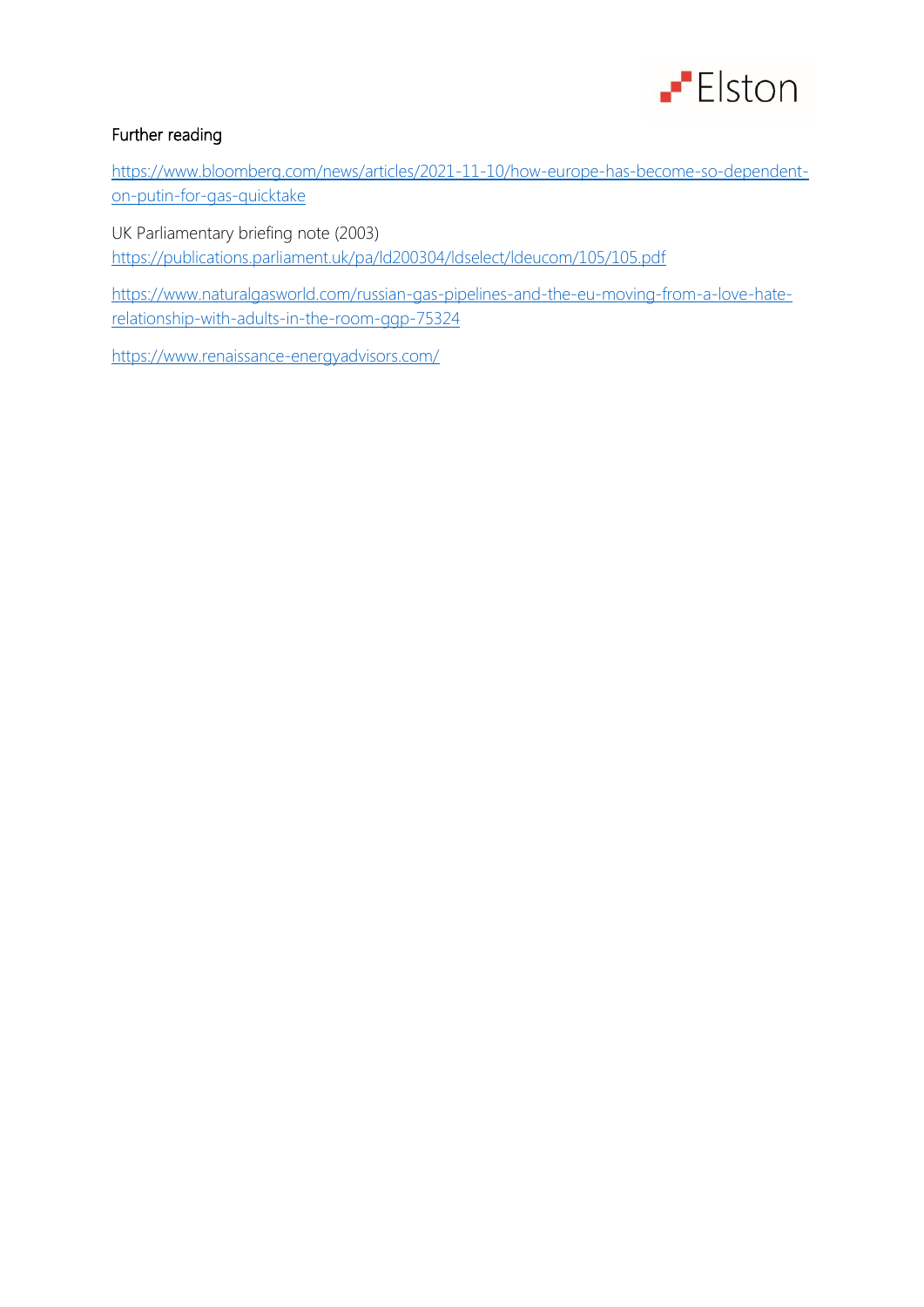## Further reading

https://www.bloomberg.com/news/articles/2021-11-10/how-europe-has-become-so-dependent-on-putin-for-gas-quicktake

UK Parliamentary briefing note (2003)
https://publications.parliament.uk/pa/ld200304/ldselect/ldeucom/105/105.pdf

https://www.naturalgasworld.com/russian-gas-pipelines-and-the-eu-moving-from-a-love-hate-relationship-with-adults-in-the-room-ggp-75324

https://www.renaissance-energyadvisors.com/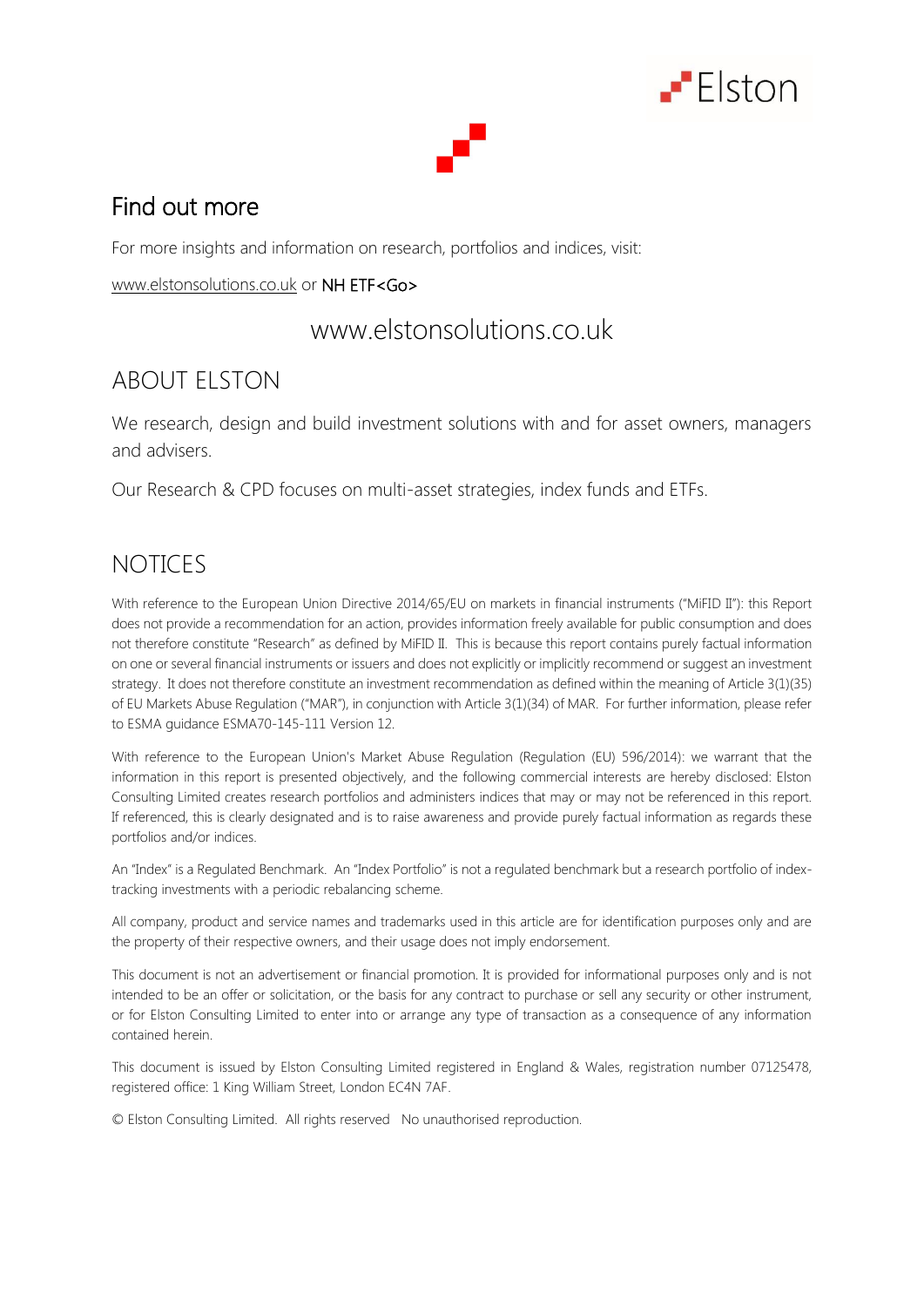## Find out more

For more insights and information on research, portfolios and indices, visit:

www.elstonsolutions.co.uk or NH ETF<Go>

www.elstonsolutions.co.uk

## ABOUT ELSTON

We research, design and build investment solutions with and for asset owners, managers and advisers.

Our Research & CPD focuses on multi-asset strategies, index funds and ETFs.

## NOTICES

With reference to the European Union Directive 2014/65/EU on markets in financial instruments ("MiFID II"): this Report does not provide a recommendation for an action, provides information freely available for public consumption and does not therefore constitute "Research" as defined by MiFID II. This is because this report contains purely factual information on one or several financial instruments or issuers and does not explicitly or implicitly recommend or suggest an investment strategy. It does not therefore constitute an investment recommendation as defined within the meaning of Article 3(1)(35) of EU Markets Abuse Regulation ("MAR"), in conjunction with Article 3(1)(34) of MAR. For further information, please refer to ESMA guidance ESMA70-145-111 Version 12.

With reference to the European Union's Market Abuse Regulation (Regulation (EU) 596/2014): we warrant that the information in this report is presented objectively, and the following commercial interests are hereby disclosed: Elston Consulting Limited creates research portfolios and administers indices that may or may not be referenced in this report. If referenced, this is clearly designated and is to raise awareness and provide purely factual information as regards these portfolios and/or indices.

An "Index" is a Regulated Benchmark. An "Index Portfolio" is not a regulated benchmark but a research portfolio of index-tracking investments with a periodic rebalancing scheme.

All company, product and service names and trademarks used in this article are for identification purposes only and are the property of their respective owners, and their usage does not imply endorsement.

This document is not an advertisement or financial promotion. It is provided for informational purposes only and is not intended to be an offer or solicitation, or the basis for any contract to purchase or sell any security or other instrument, or for Elston Consulting Limited to enter into or arrange any type of transaction as a consequence of any information contained herein.

This document is issued by Elston Consulting Limited registered in England & Wales, registration number 07125478, registered office: 1 King William Street, London EC4N 7AF.

© Elston Consulting Limited. All rights reserved No unauthorised reproduction.